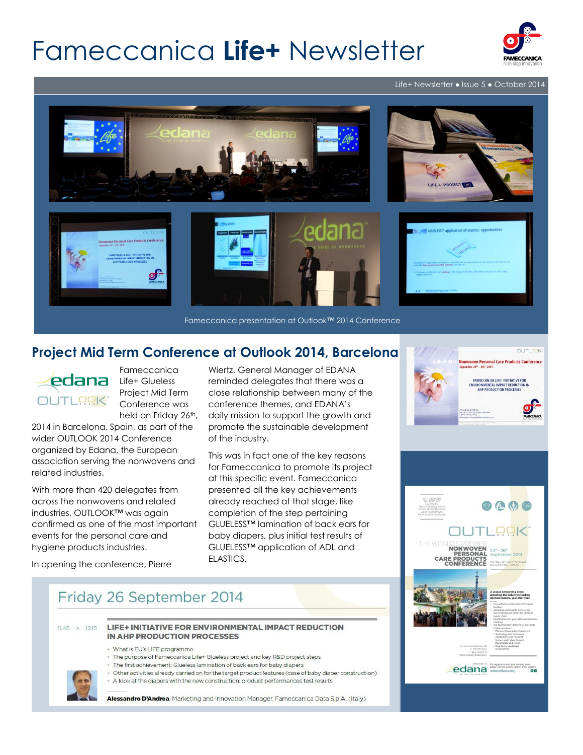# Fameccanica **Life+** Newsletter

Life+ Newsletter • Issue 5 • October 2014

Fameccanica presentation at Outlook™ 2014 Conference

## Project Mid Term Conference at Outlook 2014, Barcelona

Fameccanica Life+ Glueless Project Mid Term Conference was held on Friday 26th, 2014 in Barcelona, Spain, as part of the wider OUTLOOK 2014 Conference organized by Edana, the European association serving the nonwovens and related industries.

With more than 420 delegates from across the nonwovens and related industries, OUTLOOK™ was again confirmed as one of the most important events for the personal care and hygiene products industries.

In opening the conference, Pierre Wiertz, General Manager of EDANA reminded delegates that there was a close relationship between many of the conference themes, and EDANA's daily mission to support the growth and promote the sustainable development of the industry.

This was in fact one of the key reasons for Fameccanica to promote its project at this specific event. Fameccanica presented all the key achievements already reached at that stage, like completion of the step pertaining GLUELESS™ lamination of back ears for baby diapers, plus initial test results of GLUELESS™ application of ADL and ELASTICS.

### Friday 26 September 2014

11.45 > 12.15 **LIFE+ INITIATIVE FOR ENVIRONMENTAL IMPACT REDUCTION IN AHP PRODUCTION PROCESSES**

- What is EU's LIFE programme
- The purpose of Fameccanica Life+ Glueless project and key R&D project steps
- The first achievement: Glueless lamination of back ears for baby diapers
- Other activities already carried on for the target product features (case of baby diaper construction)
- A look at the diapers with the new construction: product performances test results

**Alessandro D'Andrea**, Marketing and Innovation Manager, Fameccanica Data S.p.A. (Italy)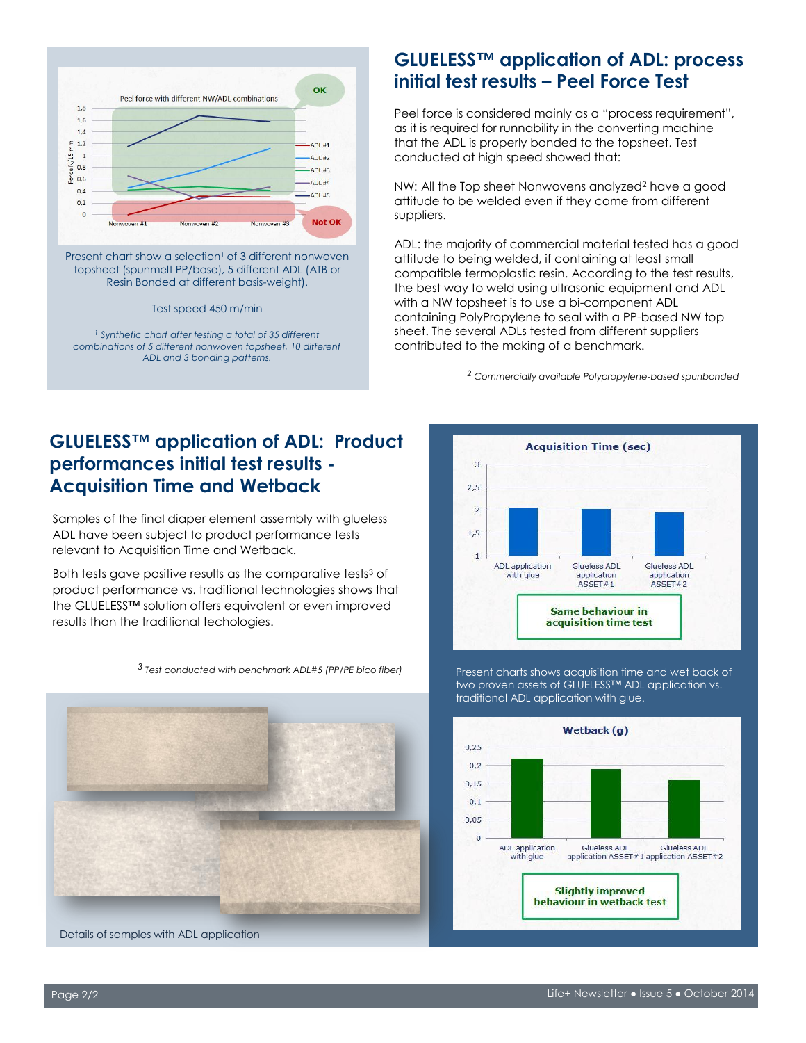Peel force with different NW/ADL combinations

OK

Not OK

Force N/15 mm

1,8
1,6
1,4
1,2
1
0,8
0,6
0,4
0,2
0

Nonwoven #1
Nonwoven #2
Nonwoven #3

ADL #1
ADL #2
ADL #3
ADL #4
ADL #5

Present chart show a selection[1] of 3 different nonwoven topsheet (spunmelt PP/base), 5 different ADL (ATB or Resin Bonded at different basis-weight).

Test speed 450 m/min

*[1] Synthetic chart after testing a total of 35 different combinations of 5 different nonwoven topsheet, 10 different ADL and 3 bonding patterns.*

## GLUELESS™ application of ADL: process initial test results – Peel Force Test

Peel force is considered mainly as a "process requirement", as it is required for runnability in the converting machine that the ADL is properly bonded to the topsheet. Test conducted at high speed showed that:

NW: All the Top sheet Nonwovens analyzed[2] have a good attitude to be welded even if they come from different suppliers.

ADL: the majority of commercial material tested has a good attitude to being welded, if containing at least small compatible termoplastic resin. According to the test results, the best way to weld using ultrasonic equipment and ADL with a NW topsheet is to use a bi-component ADL containing PolyPropylene to seal with a PP-based NW top sheet. The several ADLs tested from different suppliers contributed to the making of a benchmark.

*[2] Commercially available Polypropylene-based spunbonded*

## GLUELESS™ application of ADL: Product performances initial test results - Acquisition Time and Wetback

Samples of the final diaper element assembly with glueless ADL have been subject to product performance tests relevant to Acquisition Time and Wetback.

Both tests gave positive results as the comparative tests[3] of product performance vs. traditional technologies shows that the GLUELESS™ solution offers equivalent or even improved results than the traditional techologies.

*[3] Test conducted with benchmark ADL#5 (PP/PE bico fiber)*

Details of samples with ADL application

**Acquisition Time (sec)**

3
2,5
2
1,5
1

ADL application with glue
Glueless ADL application ASSET#1
Glueless ADL application ASSET#2

**Same behaviour in acquisition time test**

Present charts shows acquisition time and wet back of two proven assets of GLUELESS™ ADL application vs. traditional ADL application with glue.

**Wetback (g)**

0,25
0,2
0,15
0,1
0,05
0

ADL application with glue
Glueless ADL application ASSET#1
Glueless ADL application ASSET#2

**Slightly improved behaviour in wetback test**